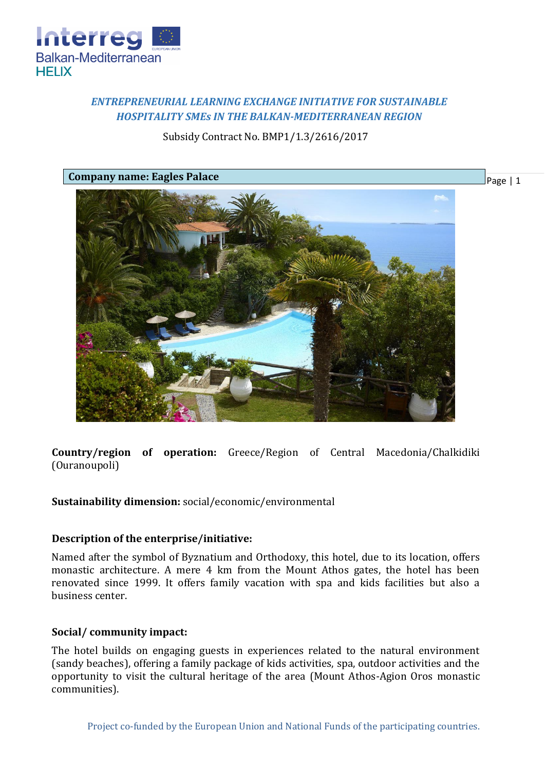***ENTREPRENEURIAL LEARNING EXCHANGE INITIATIVE FOR SUSTAINABLE HOSPITALITY SMEs IN THE BALKAN-MEDITERRANEAN REGION***

Subsidy Contract No. BMP1/1.3/2616/2017

**Company name: Eagles Palace**

**Country/region of operation:** Greece/Region of Central Macedonia/Chalkidiki (Ouranoupoli)

**Sustainability dimension:** social/economic/environmental

**Description of the enterprise/initiative:**

Named after the symbol of Byznatium and Orthodoxy, this hotel, due to its location, offers monastic architecture. A mere 4 km from the Mount Athos gates, the hotel has been renovated since 1999. It offers family vacation with spa and kids facilities but also a business center.

**Social/ community impact:**

The hotel builds on engaging guests in experiences related to the natural environment (sandy beaches), offering a family package of kids activities, spa, outdoor activities and the opportunity to visit the cultural heritage of the area (Mount Athos-Agion Oros monastic communities).

Project co-funded by the European Union and National Funds of the participating countries.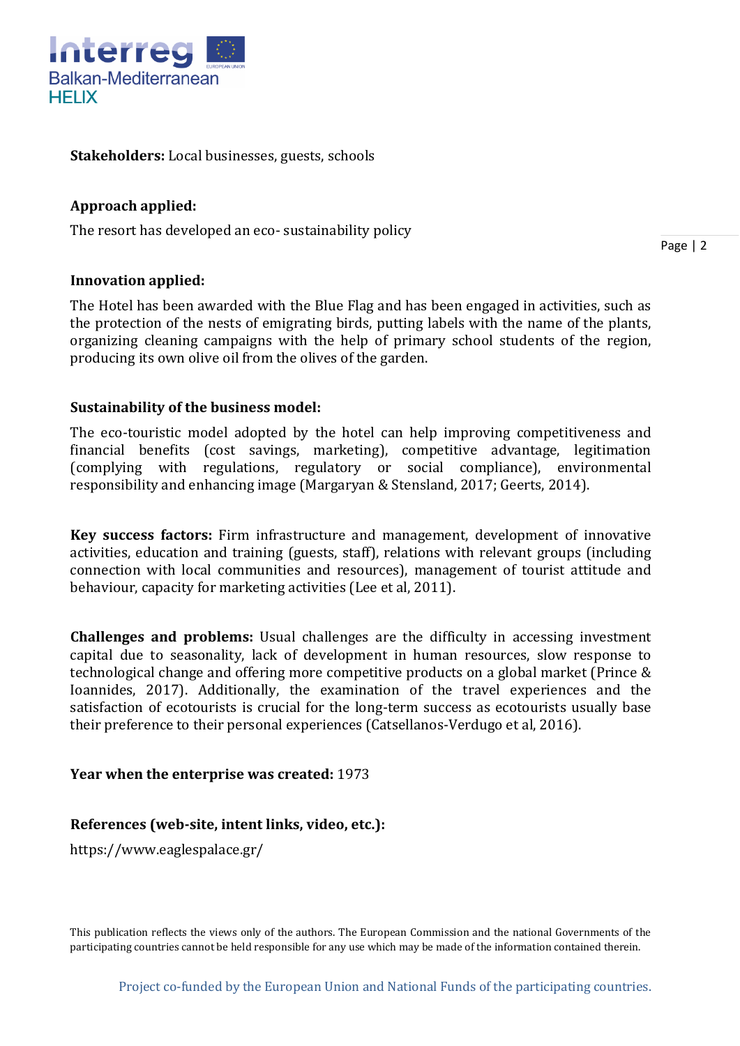**Stakeholders:** Local businesses, guests, schools

**Approach applied:**

The resort has developed an eco- sustainability policy

**Innovation applied:**

The Hotel has been awarded with the Blue Flag and has been engaged in activities, such as the protection of the nests of emigrating birds, putting labels with the name of the plants, organizing cleaning campaigns with the help of primary school students of the region, producing its own olive oil from the olives of the garden.

**Sustainability of the business model:**

The eco-touristic model adopted by the hotel can help improving competitiveness and financial benefits (cost savings, marketing), competitive advantage, legitimation (complying with regulations, regulatory or social compliance), environmental responsibility and enhancing image (Margaryan & Stensland, 2017; Geerts, 2014).

**Key success factors:** Firm infrastructure and management, development of innovative activities, education and training (guests, staff), relations with relevant groups (including connection with local communities and resources), management of tourist attitude and behaviour, capacity for marketing activities (Lee et al, 2011).

**Challenges and problems:** Usual challenges are the difficulty in accessing investment capital due to seasonality, lack of development in human resources, slow response to technological change and offering more competitive products on a global market (Prince & Ioannides, 2017). Additionally, the examination of the travel experiences and the satisfaction of ecotourists is crucial for the long-term success as ecotourists usually base their preference to their personal experiences (Catsellanos-Verdugo et al, 2016).

**Year when the enterprise was created:** 1973

**References (web-site, intent links, video, etc.):**

https://www.eaglespalace.gr/

This publication reflects the views only of the authors. The European Commission and the national Governments of the participating countries cannot be held responsible for any use which may be made of the information contained therein.

Project co-funded by the European Union and National Funds of the participating countries.